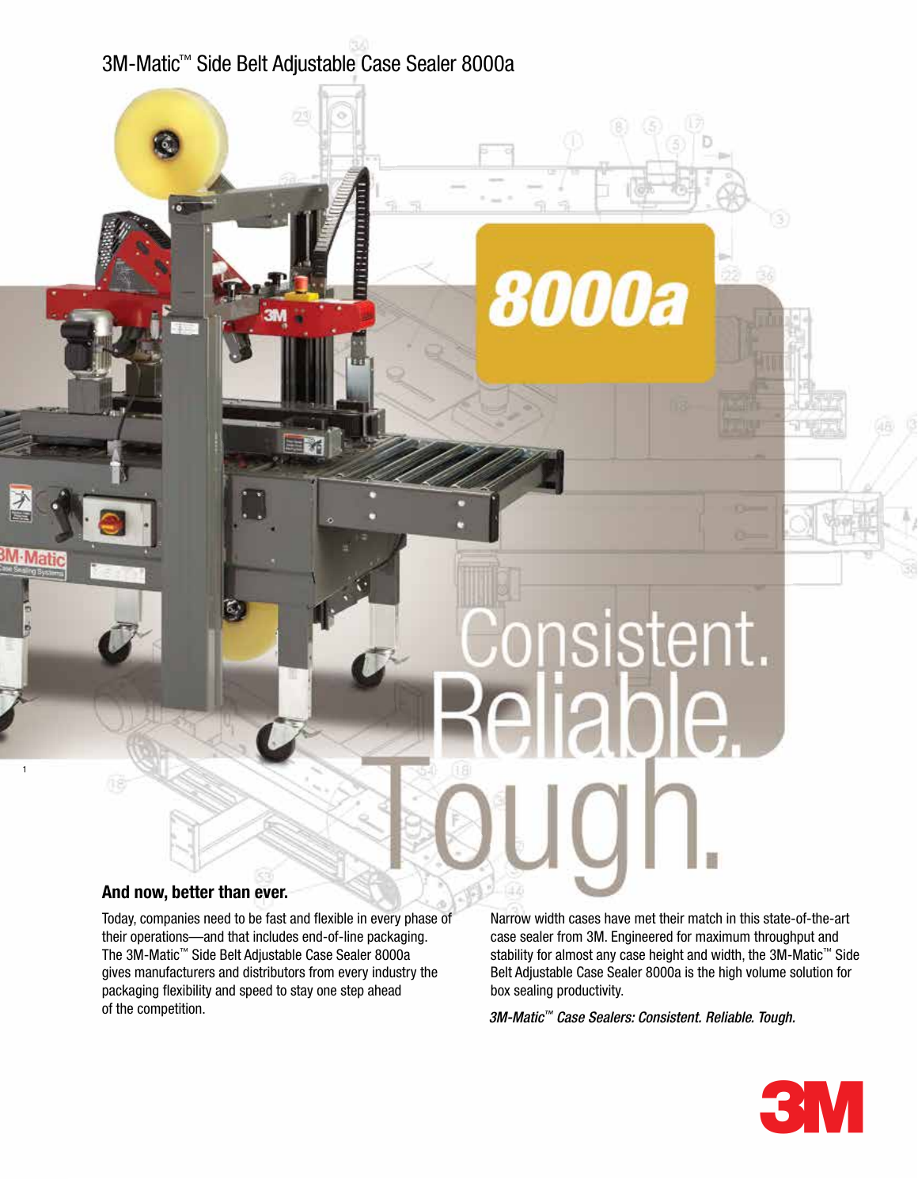# 3M-Matic™ Side Belt Adjustable Case Sealer 8000a

8000a

Consistent. Reliable. Tough.

## And now, better than ever.

Today, companies need to be fast and flexible in every phase of their operations—and that includes end-of-line packaging. The 3M-Matic™ Side Belt Adjustable Case Sealer 8000a gives manufacturers and distributors from every industry the packaging flexibility and speed to stay one step ahead of the competition.

Narrow width cases have met their match in this state-of-the-art case sealer from 3M. Engineered for maximum throughput and stability for almost any case height and width, the 3M-Matic™ Side Belt Adjustable Case Sealer 8000a is the high volume solution for box sealing productivity.

*3M-Matic™ Case Sealers: Consistent. Reliable. Tough.*

3M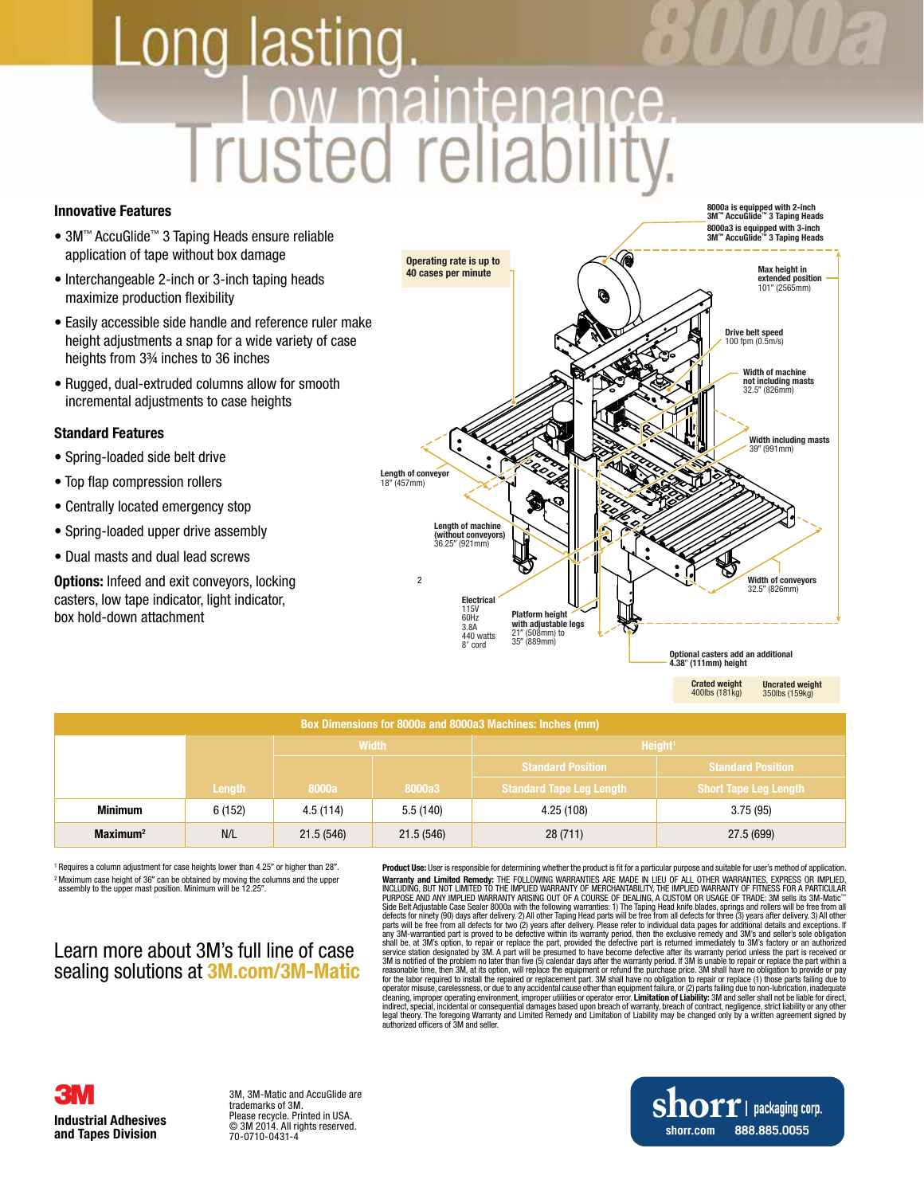# Long lasting. Low maintenance. Trusted reliability.

8000a

### Innovative Features

- 3M™ AccuGlide™ 3 Taping Heads ensure reliable application of tape without box damage
- Interchangeable 2-inch or 3-inch taping heads maximize production flexibility
- Easily accessible side handle and reference ruler make height adjustments a snap for a wide variety of case heights from 3¾ inches to 36 inches
- Rugged, dual-extruded columns allow for smooth incremental adjustments to case heights

### Standard Features

- Spring-loaded side belt drive
- Top flap compression rollers
- Centrally located emergency stop
- Spring-loaded upper drive assembly
- Dual masts and dual lead screws

**Options:** Infeed and exit conveyors, locking casters, low tape indicator, light indicator, box hold-down attachment

8000a is equipped with 2-inch 3M™ AccuGlide™ 3 Taping Heads

8000a3 is equipped with 3-inch 3M™ AccuGlide™ 3 Taping Heads

Operating rate is up to 40 cases per minute

Max height in extended position
101" (2565mm)

Drive belt speed
100 fpm (0.5m/s)

Width of machine not including masts
32.5" (826mm)

Width including masts
39" (991mm)

Length of conveyor
18" (457mm)

Length of machine (without conveyors)
36.25" (921mm)

Width of conveyors
32.5" (826mm)

Electrical
115V
60Hz
3.8A
440 watts
8' cord

Platform height with adjustable legs
21" (508mm) to 35" (889mm)

Optional casters add an additional 4.38" (111mm) height

Crated weight
400lbs (181kg)

Uncrated weight
350lbs (159kg)

| Box Dimensions for 8000a and 8000a3 Machines: Inches (mm) | | | | | |
|---|---|---|---|---|---|
| | | Width | | Height[1] | |
| | | | | Standard Position | Standard Position |
| | Length | 8000a | 8000a3 | Standard Tape Leg Length | Short Tape Leg Length |
| **Minimum** | 6 (152) | 4.5 (114) | 5.5 (140) | 4.25 (108) | 3.75 (95) |
| **Maximum[2]** | N/L | 21.5 (546) | 21.5 (546) | 28 (711) | 27.5 (699) |

[1] Requires a column adjustment for case heights lower than 4.25" or higher than 28".
[2] Maximum case height of 36" can be obtained by moving the columns and the upper assembly to the upper mast position. Minimum will be 12.25".

Learn more about 3M's full line of case sealing solutions at **3M.com/3M-Matic**

**Product Use:** User is responsible for determining whether the product is fit for a particular purpose and suitable for user's method of application.
**Warranty and Limited Remedy:** THE FOLLOWING WARRANTIES ARE MADE IN LIEU OF ALL OTHER WARRANTIES, EXPRESS OR IMPLIED, INCLUDING, BUT NOT LIMITED TO THE IMPLIED WARRANTY OF MERCHANTABILITY, THE IMPLIED WARRANTY OF FITNESS FOR A PARTICULAR PURPOSE AND ANY IMPLIED WARRANTY ARISING OUT OF A COURSE OF DEALING, A CUSTOM OR USAGE OF TRADE: 3M sells its 3M-Matic™ Side Belt Adjustable Case Sealer 8000a with the following warranties: 1) The Taping Head knife blades, springs and rollers will be free from all defects for ninety (90) days after delivery. 2) All other Taping Head parts will be free from all defects for three (3) years after delivery. 3) All other parts will be free from all defects for two (2) years after delivery. Please refer to individual data pages for additional details and exceptions. If any 3M-warrantied part is proved to be defective within its warranty period, then the exclusive remedy and 3M's and seller's sole obligation shall be, at 3M's option, to repair or replace the part, provided the defective part is returned immediately to 3M's factory or an authorized service station designated by 3M. A part will be presumed to have become defective after its warranty period unless the part is received or 3M is notified of the problem no later than five (5) calendar days after the warranty period. If 3M is unable to repair or replace the part within a reasonable time, then 3M, at its option, will replace the equipment or refund the purchase price. 3M shall have no obligation to provide or pay for the labor required to install the repaired or replacement part. 3M shall have no obligation to repair or replace (1) those parts failing due to operator misuse, carelessness, or due to any accidental cause other than equipment failure, or (2) parts failing due to non-lubrication, inadequate cleaning, improper operating environment, improper utilities or operator error. **Limitation of Liability:** 3M and seller shall not be liable for direct, indirect, special, incidental or consequential damages based upon breach of warranty, breach of contract, negligence, strict liability or any other legal theory. The foregoing Warranty and Limited Remedy and Limitation of Liability may be changed only by a written agreement signed by authorized officers of 3M and seller.

**3M**
**Industrial Adhesives and Tapes Division**

3M, 3M-Matic and AccuGlide are trademarks of 3M.
Please recycle. Printed in USA.
© 3M 2014. All rights reserved.
70-0710-0431-4

shorr | packaging corp.
shorr.com 888.885.0055